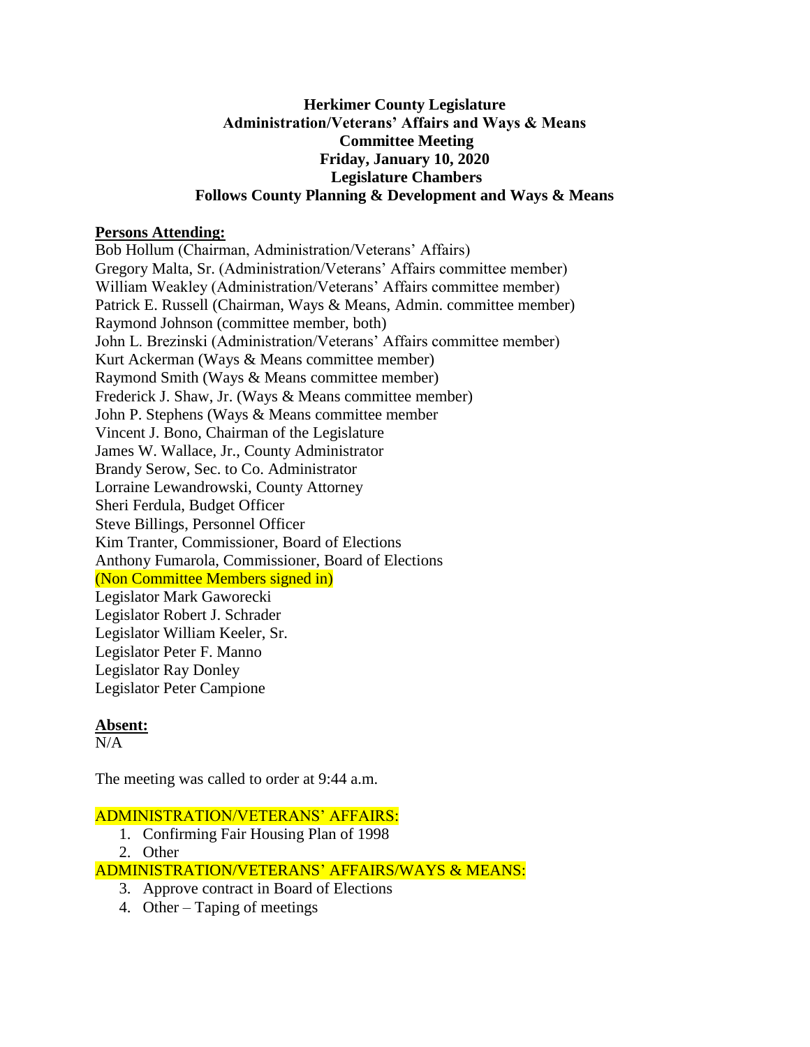**Herkimer County Legislature**
**Administration/Veterans' Affairs and Ways & Means**
**Committee Meeting**
**Friday, January 10, 2020**
**Legislature Chambers**
**Follows County Planning & Development and Ways & Means**

**Persons Attending:**

Bob Hollum (Chairman, Administration/Veterans' Affairs)
Gregory Malta, Sr. (Administration/Veterans' Affairs committee member)
William Weakley (Administration/Veterans' Affairs committee member)
Patrick E. Russell (Chairman, Ways & Means, Admin. committee member)
Raymond Johnson (committee member, both)
John L. Brezinski (Administration/Veterans' Affairs committee member)
Kurt Ackerman (Ways & Means committee member)
Raymond Smith (Ways & Means committee member)
Frederick J. Shaw, Jr. (Ways & Means committee member)
John P. Stephens (Ways & Means committee member
Vincent J. Bono, Chairman of the Legislature
James W. Wallace, Jr., County Administrator
Brandy Serow, Sec. to Co. Administrator
Lorraine Lewandrowski, County Attorney
Sheri Ferdula, Budget Officer
Steve Billings, Personnel Officer
Kim Tranter, Commissioner, Board of Elections
Anthony Fumarola, Commissioner, Board of Elections
(Non Committee Members signed in)
Legislator Mark Gaworecki
Legislator Robert J. Schrader
Legislator William Keeler, Sr.
Legislator Peter F. Manno
Legislator Ray Donley
Legislator Peter Campione

**Absent:**

N/A

The meeting was called to order at 9:44 a.m.

ADMINISTRATION/VETERANS' AFFAIRS:

1. Confirming Fair Housing Plan of 1998
2. Other

ADMINISTRATION/VETERANS' AFFAIRS/WAYS & MEANS:

3. Approve contract in Board of Elections
4. Other – Taping of meetings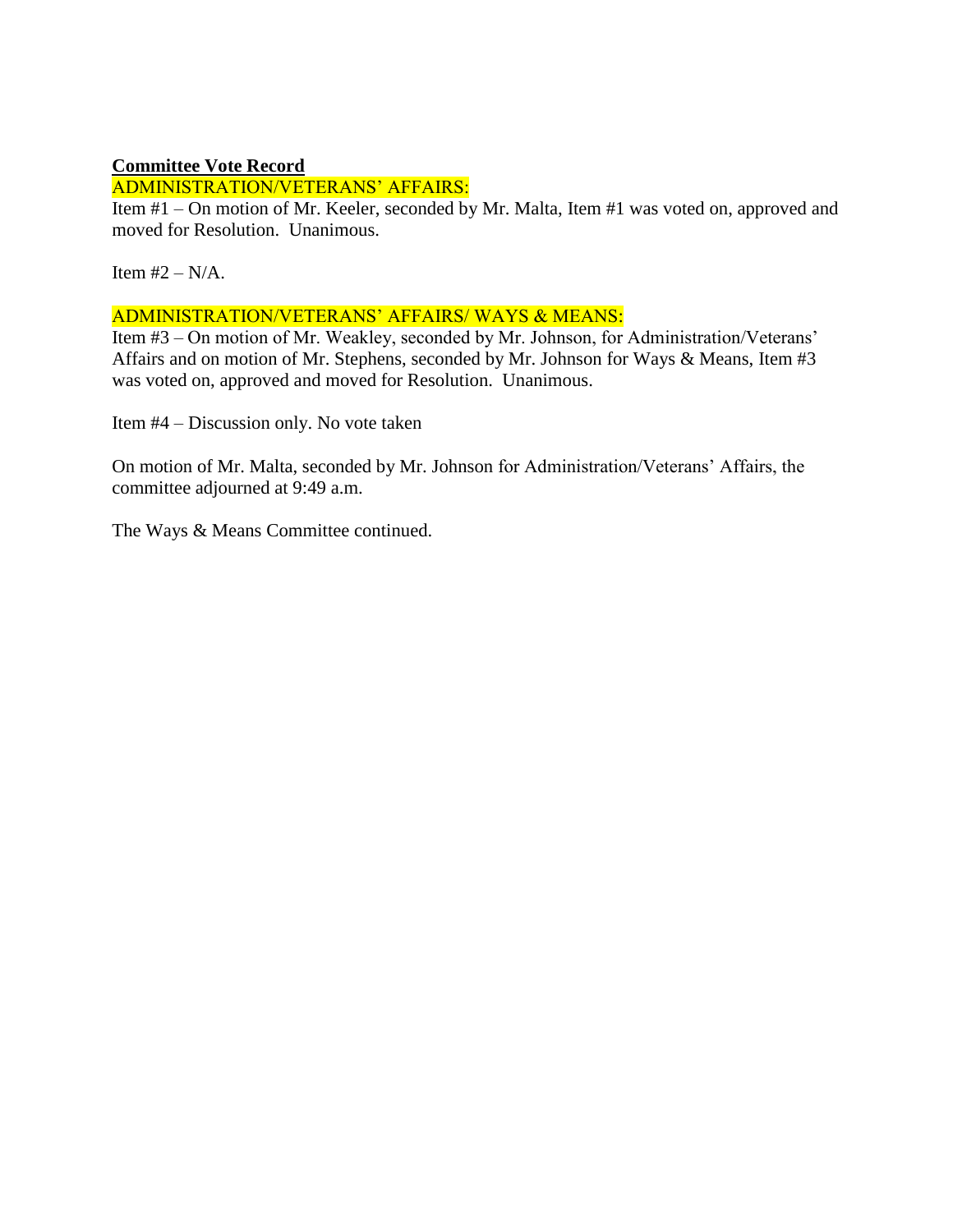**Committee Vote Record**

ADMINISTRATION/VETERANS' AFFAIRS:

Item #1 – On motion of Mr. Keeler, seconded by Mr. Malta, Item #1 was voted on, approved and moved for Resolution. Unanimous.

Item #2 – N/A.

ADMINISTRATION/VETERANS' AFFAIRS/ WAYS & MEANS:

Item #3 – On motion of Mr. Weakley, seconded by Mr. Johnson, for Administration/Veterans' Affairs and on motion of Mr. Stephens, seconded by Mr. Johnson for Ways & Means, Item #3 was voted on, approved and moved for Resolution. Unanimous.

Item #4 – Discussion only. No vote taken

On motion of Mr. Malta, seconded by Mr. Johnson for Administration/Veterans' Affairs, the committee adjourned at 9:49 a.m.

The Ways & Means Committee continued.